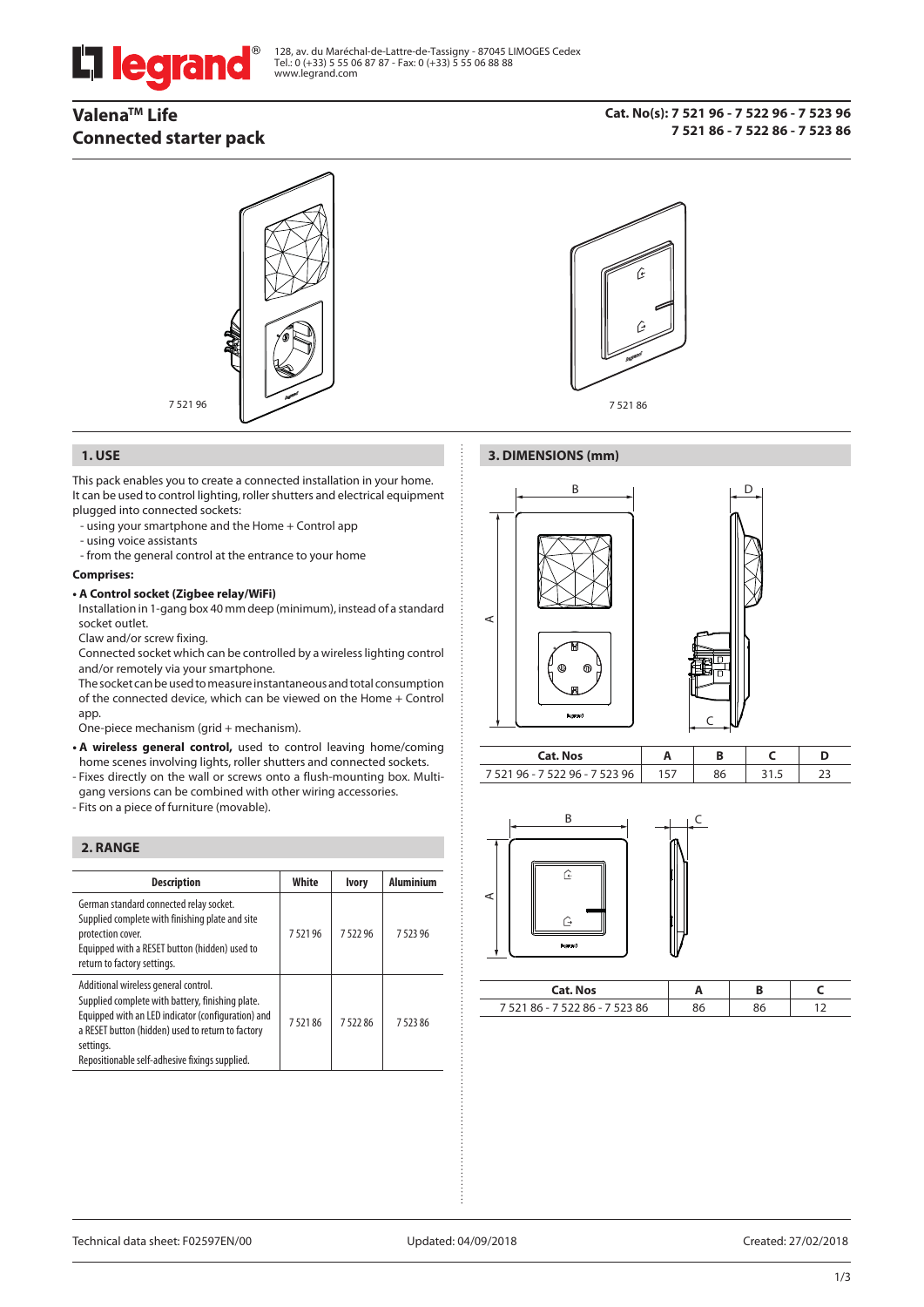128, av. du Maréchal-de-Lattre-de-Tassigny - 87045 LIMOGES Cedex
Tel.: 0 (+33) 5 55 06 87 87 - Fax: 0 (+33) 5 55 06 88 88
www.legrand.com

# Valena[TM] Life
# Connected starter pack

**Cat. No(s): 7 521 96 - 7 522 96 - 7 523 96**
**7 521 86 - 7 522 86 - 7 523 86**

7 521 96

7 521 86

## 1. USE

This pack enables you to create a connected installation in your home. It can be used to control lighting, roller shutters and electrical equipment plugged into connected sockets:

- using your smartphone and the Home + Control app
- using voice assistants
- from the general control at the entrance to your home

**Comprises:**

- **A Control socket (Zigbee relay/WiFi)**
  Installation in 1-gang box 40 mm deep (minimum), instead of a standard socket outlet.
  Claw and/or screw fixing.
  Connected socket which can be controlled by a wireless lighting control and/or remotely via your smartphone.
  The socket can be used to measure instantaneous and total consumption of the connected device, which can be viewed on the Home + Control app.
  One-piece mechanism (grid + mechanism).
- **A wireless general control,** used to control leaving home/coming home scenes involving lights, roller shutters and connected sockets.
- Fixes directly on the wall or screws onto a flush-mounting box. Multi-gang versions can be combined with other wiring accessories.
- Fits on a piece of furniture (movable).

## 2. RANGE

| Description | White | Ivory | Aluminium |
|---|---|---|---|
| German standard connected relay socket. Supplied complete with finishing plate and site protection cover. Equipped with a RESET button (hidden) used to return to factory settings. | 7 521 96 | 7 522 96 | 7 523 96 |
| Additional wireless general control. Supplied complete with battery, finishing plate. Equipped with an LED indicator (configuration) and a RESET button (hidden) used to return to factory settings. Repositionable self-adhesive fixings supplied. | 7 521 86 | 7 522 86 | 7 523 86 |

## 3. DIMENSIONS (mm)

| Cat. Nos | A | B | C | D |
|---|---|---|---|---|
| 7 521 96 - 7 522 96 - 7 523 96 | 157 | 86 | 31.5 | 23 |

| Cat. Nos | A | B | C |
|---|---|---|---|
| 7 521 86 - 7 522 86 - 7 523 86 | 86 | 86 | 12 |

Technical data sheet: F02597EN/00 | Updated: 04/09/2018 | Created: 27/02/2018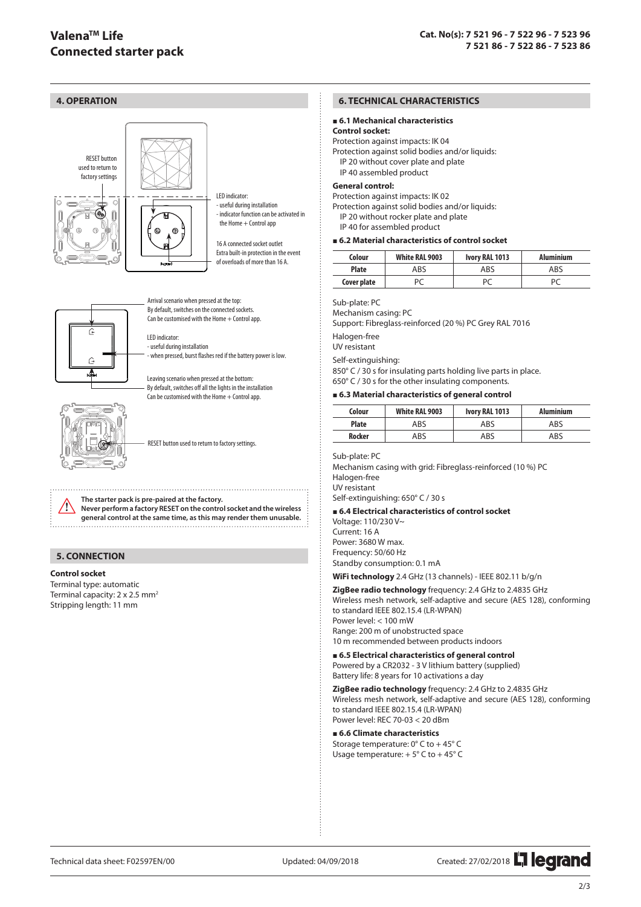# Valena™ Life Connected starter pack

**Cat. No(s): 7 521 96 - 7 522 96 - 7 523 96 7 521 86 - 7 522 86 - 7 523 86**

## 4. OPERATION

RESET button used to return to factory settings

LED indicator:
- useful during installation
- indicator function can be activated in the Home + Control app

16 A connected socket outlet
Extra built-in protection in the event of overloads of more than 16 A.

Arrival scenario when pressed at the top:
By default, switches on the connected sockets.
Can be customised with the Home + Control app.

LED indicator:
- useful during installation
- when pressed, burst flashes red if the battery power is low.

Leaving scenario when pressed at the bottom:
By default, switches off all the lights in the installation
Can be customised with the Home + Control app.

RESET button used to return to factory settings.

**The starter pack is pre-paired at the factory.**
**Never perform a factory RESET on the control socket and the wireless general control at the same time, as this may render them unusable.**

## 5. CONNECTION

**Control socket**
Terminal type: automatic
Terminal capacity: 2 x 2.5 mm²
Stripping length: 11 mm

## 6. TECHNICAL CHARACTERISTICS

### ■ 6.1 Mechanical characteristics

**Control socket:**
Protection against impacts: IK 04
Protection against solid bodies and/or liquids:
IP 20 without cover plate and plate
IP 40 assembled product

**General control:**
Protection against impacts: IK 02
Protection against solid bodies and/or liquids:
IP 20 without rocker plate and plate
IP 40 for assembled product

### ■ 6.2 Material characteristics of control socket

| Colour | White RAL 9003 | Ivory RAL 1013 | Aluminium |
|---|---|---|---|
| Plate | ABS | ABS | ABS |
| Cover plate | PC | PC | PC |

Sub-plate: PC
Mechanism casing: PC
Support: Fibreglass-reinforced (20 %) PC Grey RAL 7016
Halogen-free
UV resistant
Self-extinguishing:
850° C / 30 s for insulating parts holding live parts in place.
650° C / 30 s for the other insulating components.

### ■ 6.3 Material characteristics of general control

| Colour | White RAL 9003 | Ivory RAL 1013 | Aluminium |
|---|---|---|---|
| Plate | ABS | ABS | ABS |
| Rocker | ABS | ABS | ABS |

Sub-plate: PC
Mechanism casing with grid: Fibreglass-reinforced (10 %) PC
Halogen-free
UV resistant
Self-extinguishing: 650° C / 30 s

### ■ 6.4 Electrical characteristics of control socket

Voltage: 110/230 V~
Current: 16 A
Power: 3680 W max.
Frequency: 50/60 Hz
Standby consumption: 0.1 mA

**WiFi technology** 2.4 GHz (13 channels) - IEEE 802.11 b/g/n

**ZigBee radio technology** frequency: 2.4 GHz to 2.4835 GHz
Wireless mesh network, self-adaptive and secure (AES 128), conforming to standard IEEE 802.15.4 (LR-WPAN)
Power level: < 100 mW
Range: 200 m of unobstructed space
10 m recommended between products indoors

### ■ 6.5 Electrical characteristics of general control

Powered by a CR2032 - 3 V lithium battery (supplied)
Battery life: 8 years for 10 activations a day

**ZigBee radio technology** frequency: 2.4 GHz to 2.4835 GHz
Wireless mesh network, self-adaptive and secure (AES 128), conforming to standard IEEE 802.15.4 (LR-WPAN)
Power level: REC 70-03 < 20 dBm

### ■ 6.6 Climate characteristics

Storage temperature: 0° C to + 45° C
Usage temperature: + 5° C to + 45° C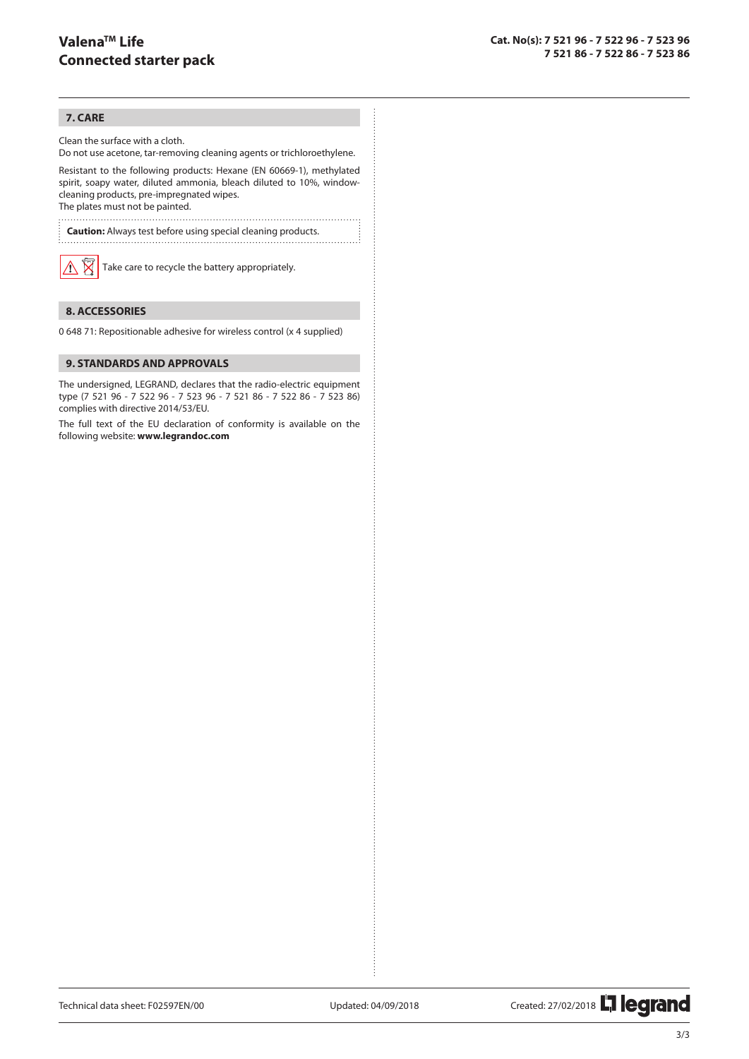## 7. CARE

Clean the surface with a cloth.
Do not use acetone, tar-removing cleaning agents or trichloroethylene.

Resistant to the following products: Hexane (EN 60669-1), methylated spirit, soapy water, diluted ammonia, bleach diluted to 10%, window-cleaning products, pre-impregnated wipes.
The plates must not be painted.

**Caution:** Always test before using special cleaning products.

Take care to recycle the battery appropriately.

## 8. ACCESSORIES

0 648 71: Repositionable adhesive for wireless control (x 4 supplied)

## 9. STANDARDS AND APPROVALS

The undersigned, LEGRAND, declares that the radio-electric equipment type (7 521 96 - 7 522 96 - 7 523 96 - 7 521 86 - 7 522 86 - 7 523 86) complies with directive 2014/53/EU.

The full text of the EU declaration of conformity is available on the following website: **www.legrandoc.com**

Technical data sheet: F02597EN/00 Updated: 04/09/2018 Created: 27/02/2018